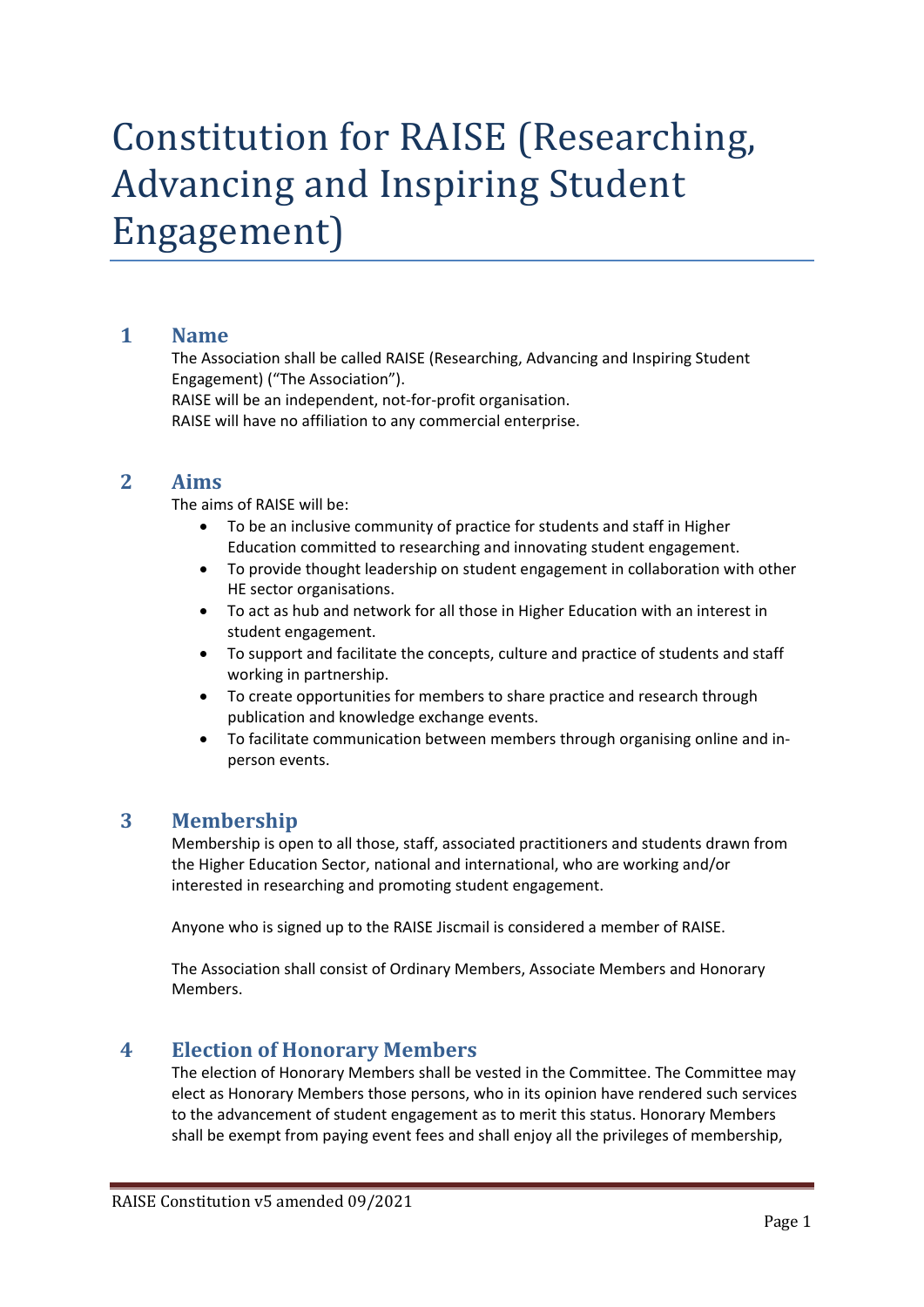# Constitution for RAISE (Researching, Advancing and Inspiring Student Engagement)

## 1 Name

The Association shall be called RAISE (Researching, Advancing and Inspiring Student Engagement) ("The Association").
RAISE will be an independent, not-for-profit organisation.
RAISE will have no affiliation to any commercial enterprise.

## 2 Aims

The aims of RAISE will be:

- To be an inclusive community of practice for students and staff in Higher Education committed to researching and innovating student engagement.
- To provide thought leadership on student engagement in collaboration with other HE sector organisations.
- To act as hub and network for all those in Higher Education with an interest in student engagement.
- To support and facilitate the concepts, culture and practice of students and staff working in partnership.
- To create opportunities for members to share practice and research through publication and knowledge exchange events.
- To facilitate communication between members through organising online and in-person events.

## 3 Membership

Membership is open to all those, staff, associated practitioners and students drawn from the Higher Education Sector, national and international, who are working and/or interested in researching and promoting student engagement.

Anyone who is signed up to the RAISE Jiscmail is considered a member of RAISE.

The Association shall consist of Ordinary Members, Associate Members and Honorary Members.

## 4 Election of Honorary Members

The election of Honorary Members shall be vested in the Committee. The Committee may elect as Honorary Members those persons, who in its opinion have rendered such services to the advancement of student engagement as to merit this status. Honorary Members shall be exempt from paying event fees and shall enjoy all the privileges of membership,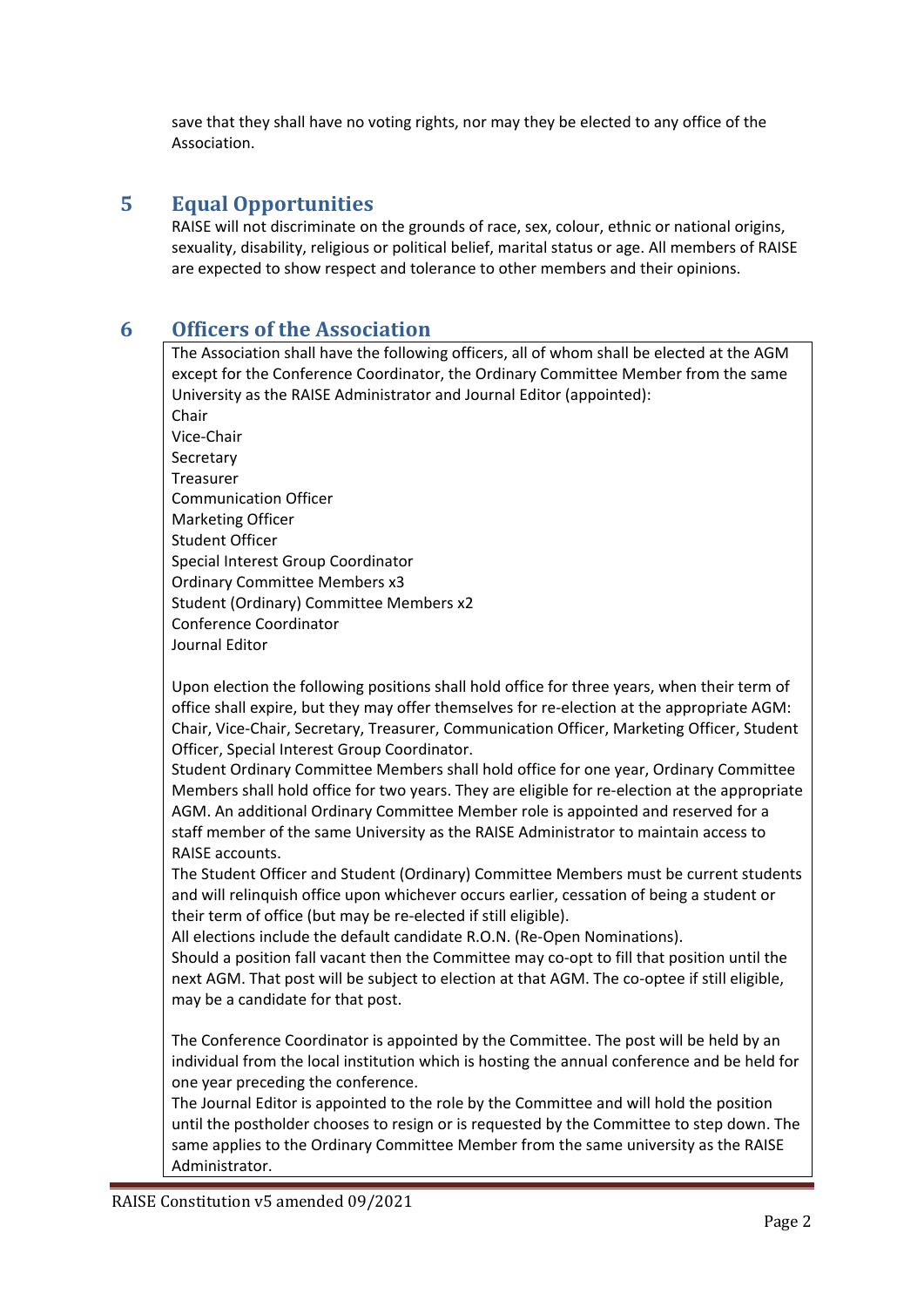save that they shall have no voting rights, nor may they be elected to any office of the Association.

## 5 Equal Opportunities

RAISE will not discriminate on the grounds of race, sex, colour, ethnic or national origins, sexuality, disability, religious or political belief, marital status or age. All members of RAISE are expected to show respect and tolerance to other members and their opinions.

## 6 Officers of the Association

The Association shall have the following officers, all of whom shall be elected at the AGM except for the Conference Coordinator, the Ordinary Committee Member from the same University as the RAISE Administrator and Journal Editor (appointed):

Chair
Vice-Chair
Secretary
Treasurer
Communication Officer
Marketing Officer
Student Officer
Special Interest Group Coordinator
Ordinary Committee Members x3
Student (Ordinary) Committee Members x2
Conference Coordinator
Journal Editor

Upon election the following positions shall hold office for three years, when their term of office shall expire, but they may offer themselves for re-election at the appropriate AGM: Chair, Vice-Chair, Secretary, Treasurer, Communication Officer, Marketing Officer, Student Officer, Special Interest Group Coordinator.

Student Ordinary Committee Members shall hold office for one year, Ordinary Committee Members shall hold office for two years. They are eligible for re-election at the appropriate AGM. An additional Ordinary Committee Member role is appointed and reserved for a staff member of the same University as the RAISE Administrator to maintain access to RAISE accounts.

The Student Officer and Student (Ordinary) Committee Members must be current students and will relinquish office upon whichever occurs earlier, cessation of being a student or their term of office (but may be re-elected if still eligible).

All elections include the default candidate R.O.N. (Re-Open Nominations).

Should a position fall vacant then the Committee may co-opt to fill that position until the next AGM. That post will be subject to election at that AGM. The co-optee if still eligible, may be a candidate for that post.

The Conference Coordinator is appointed by the Committee. The post will be held by an individual from the local institution which is hosting the annual conference and be held for one year preceding the conference.

The Journal Editor is appointed to the role by the Committee and will hold the position until the postholder chooses to resign or is requested by the Committee to step down. The same applies to the Ordinary Committee Member from the same university as the RAISE Administrator.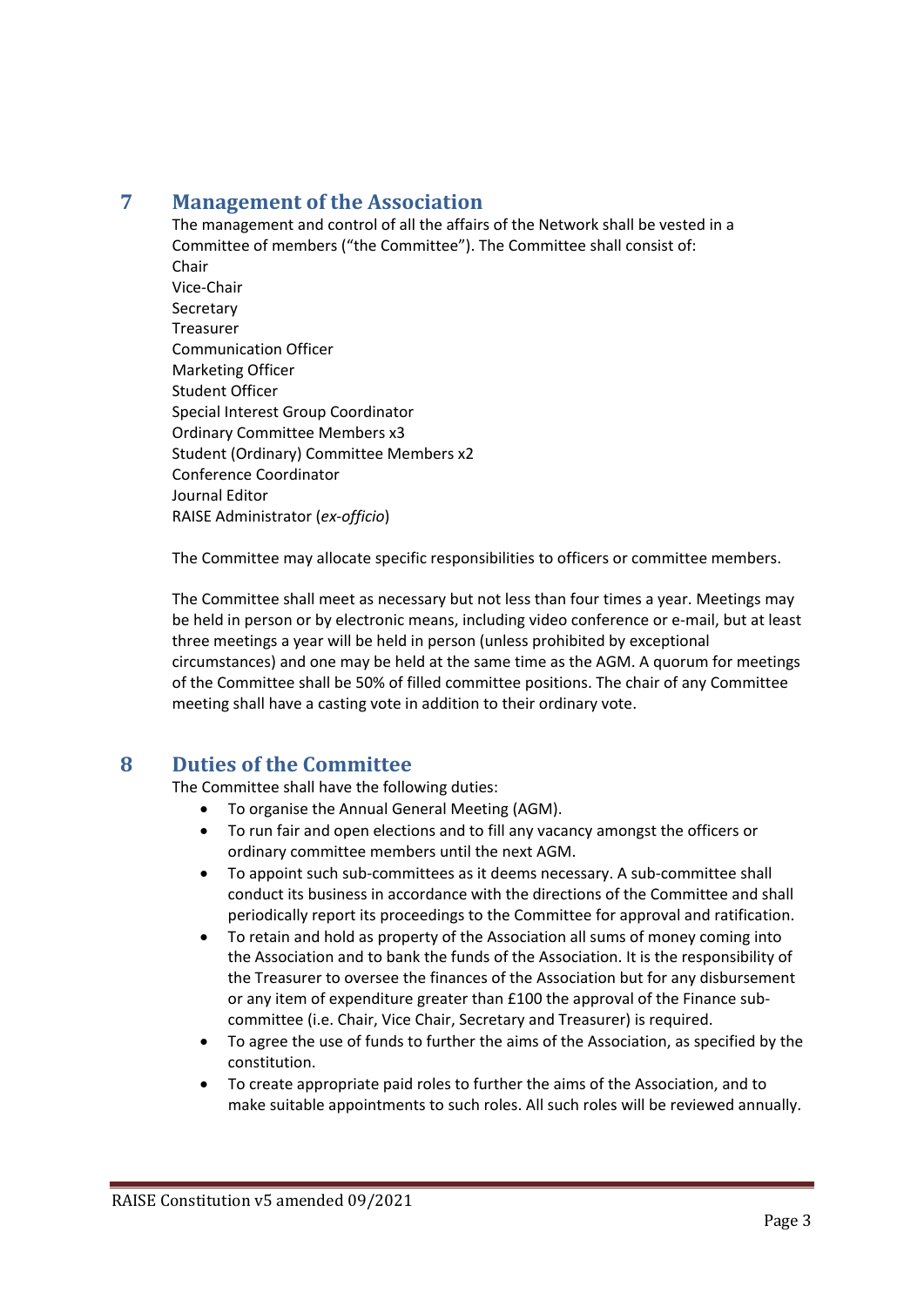## 7 Management of the Association

The management and control of all the affairs of the Network shall be vested in a Committee of members ("the Committee"). The Committee shall consist of:

Chair
Vice-Chair
Secretary
Treasurer
Communication Officer
Marketing Officer
Student Officer
Special Interest Group Coordinator
Ordinary Committee Members x3
Student (Ordinary) Committee Members x2
Conference Coordinator
Journal Editor
RAISE Administrator (*ex-officio*)

The Committee may allocate specific responsibilities to officers or committee members.

The Committee shall meet as necessary but not less than four times a year. Meetings may be held in person or by electronic means, including video conference or e-mail, but at least three meetings a year will be held in person (unless prohibited by exceptional circumstances) and one may be held at the same time as the AGM. A quorum for meetings of the Committee shall be 50% of filled committee positions. The chair of any Committee meeting shall have a casting vote in addition to their ordinary vote.

## 8 Duties of the Committee

The Committee shall have the following duties:

- To organise the Annual General Meeting (AGM).
- To run fair and open elections and to fill any vacancy amongst the officers or ordinary committee members until the next AGM.
- To appoint such sub-committees as it deems necessary. A sub-committee shall conduct its business in accordance with the directions of the Committee and shall periodically report its proceedings to the Committee for approval and ratification.
- To retain and hold as property of the Association all sums of money coming into the Association and to bank the funds of the Association. It is the responsibility of the Treasurer to oversee the finances of the Association but for any disbursement or any item of expenditure greater than £100 the approval of the Finance sub-committee (i.e. Chair, Vice Chair, Secretary and Treasurer) is required.
- To agree the use of funds to further the aims of the Association, as specified by the constitution.
- To create appropriate paid roles to further the aims of the Association, and to make suitable appointments to such roles. All such roles will be reviewed annually.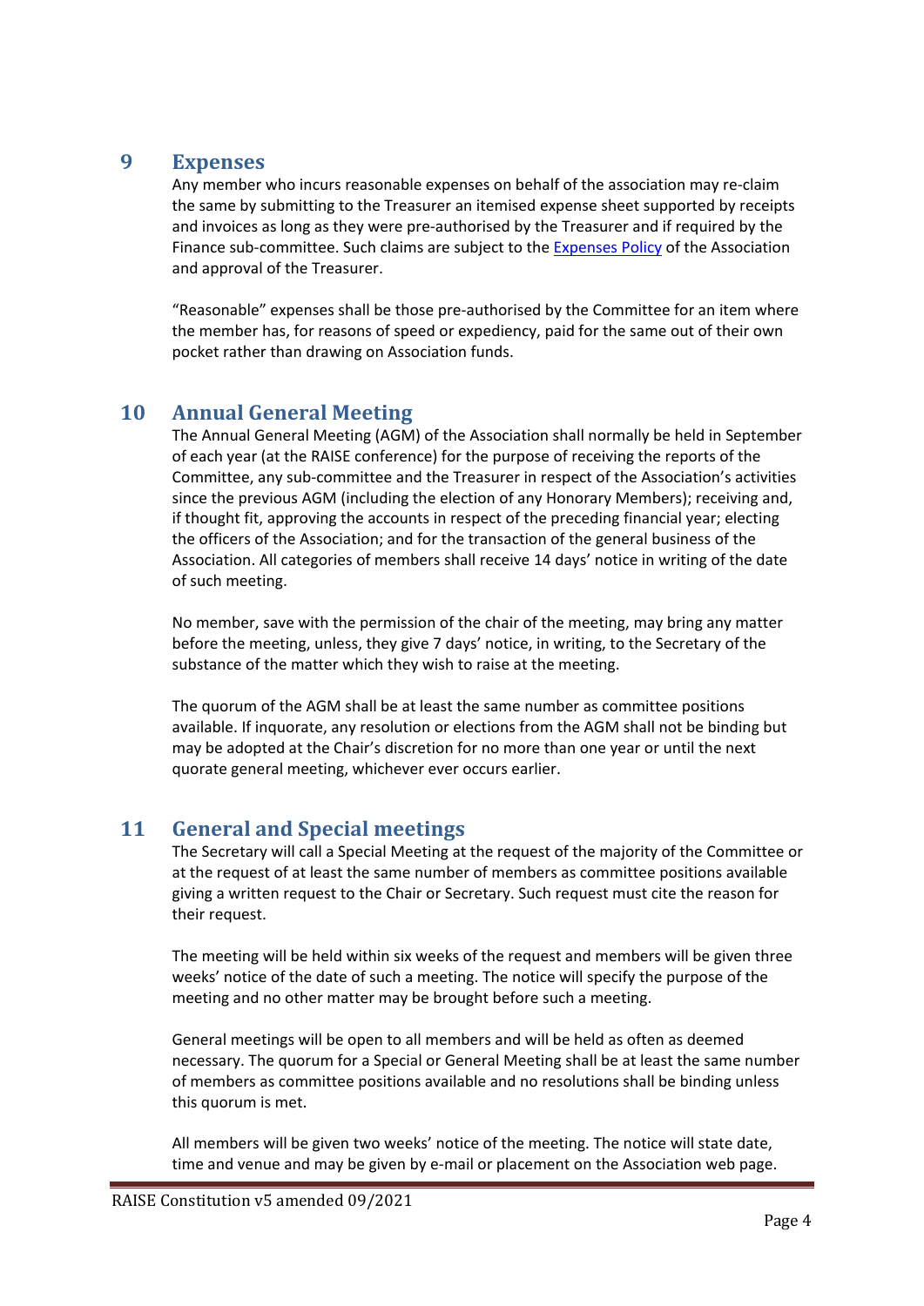## 9 Expenses

Any member who incurs reasonable expenses on behalf of the association may re-claim the same by submitting to the Treasurer an itemised expense sheet supported by receipts and invoices as long as they were pre-authorised by the Treasurer and if required by the Finance sub-committee. Such claims are subject to the Expenses Policy of the Association and approval of the Treasurer.

"Reasonable" expenses shall be those pre-authorised by the Committee for an item where the member has, for reasons of speed or expediency, paid for the same out of their own pocket rather than drawing on Association funds.

## 10 Annual General Meeting

The Annual General Meeting (AGM) of the Association shall normally be held in September of each year (at the RAISE conference) for the purpose of receiving the reports of the Committee, any sub-committee and the Treasurer in respect of the Association's activities since the previous AGM (including the election of any Honorary Members); receiving and, if thought fit, approving the accounts in respect of the preceding financial year; electing the officers of the Association; and for the transaction of the general business of the Association. All categories of members shall receive 14 days' notice in writing of the date of such meeting.

No member, save with the permission of the chair of the meeting, may bring any matter before the meeting, unless, they give 7 days' notice, in writing, to the Secretary of the substance of the matter which they wish to raise at the meeting.

The quorum of the AGM shall be at least the same number as committee positions available. If inquorate, any resolution or elections from the AGM shall not be binding but may be adopted at the Chair's discretion for no more than one year or until the next quorate general meeting, whichever ever occurs earlier.

## 11 General and Special meetings

The Secretary will call a Special Meeting at the request of the majority of the Committee or at the request of at least the same number of members as committee positions available giving a written request to the Chair or Secretary. Such request must cite the reason for their request.

The meeting will be held within six weeks of the request and members will be given three weeks' notice of the date of such a meeting. The notice will specify the purpose of the meeting and no other matter may be brought before such a meeting.

General meetings will be open to all members and will be held as often as deemed necessary. The quorum for a Special or General Meeting shall be at least the same number of members as committee positions available and no resolutions shall be binding unless this quorum is met.

All members will be given two weeks' notice of the meeting. The notice will state date, time and venue and may be given by e-mail or placement on the Association web page.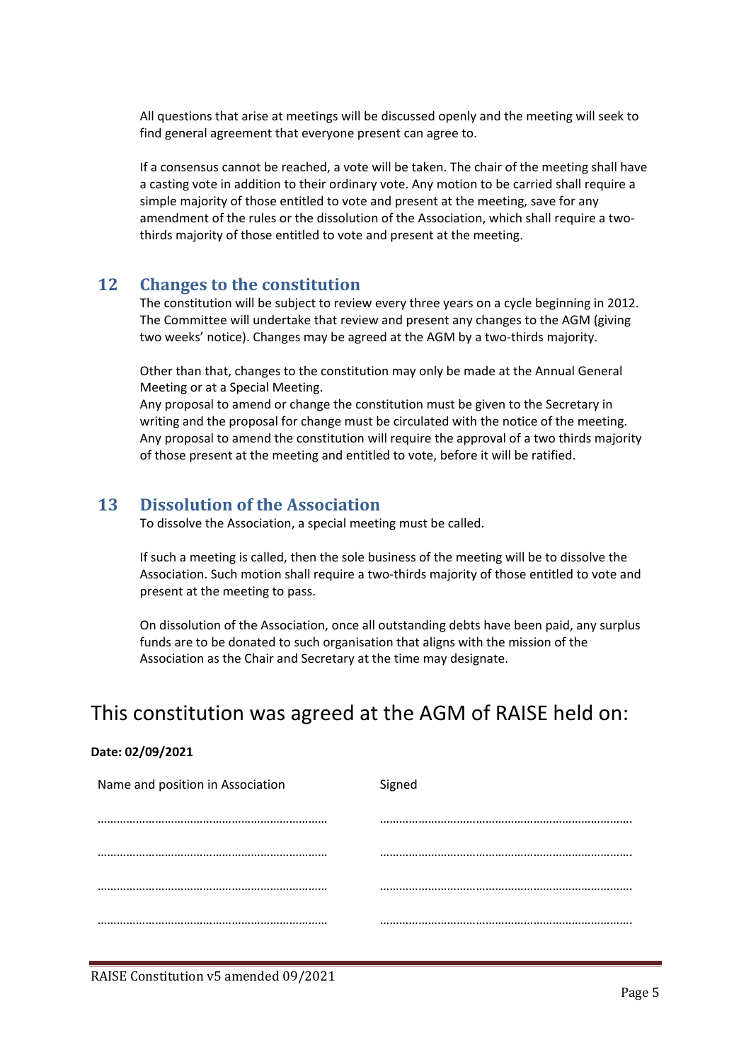All questions that arise at meetings will be discussed openly and the meeting will seek to find general agreement that everyone present can agree to.

If a consensus cannot be reached, a vote will be taken. The chair of the meeting shall have a casting vote in addition to their ordinary vote. Any motion to be carried shall require a simple majority of those entitled to vote and present at the meeting, save for any amendment of the rules or the dissolution of the Association, which shall require a two-thirds majority of those entitled to vote and present at the meeting.

## 12 Changes to the constitution

The constitution will be subject to review every three years on a cycle beginning in 2012. The Committee will undertake that review and present any changes to the AGM (giving two weeks' notice). Changes may be agreed at the AGM by a two-thirds majority.

Other than that, changes to the constitution may only be made at the Annual General Meeting or at a Special Meeting.
Any proposal to amend or change the constitution must be given to the Secretary in writing and the proposal for change must be circulated with the notice of the meeting. Any proposal to amend the constitution will require the approval of a two thirds majority of those present at the meeting and entitled to vote, before it will be ratified.

## 13 Dissolution of the Association

To dissolve the Association, a special meeting must be called.

If such a meeting is called, then the sole business of the meeting will be to dissolve the Association. Such motion shall require a two-thirds majority of those entitled to vote and present at the meeting to pass.

On dissolution of the Association, once all outstanding debts have been paid, any surplus funds are to be donated to such organisation that aligns with the mission of the Association as the Chair and Secretary at the time may designate.

# This constitution was agreed at the AGM of RAISE held on:

**Date: 02/09/2021**

| Name and position in Association | Signed |
| --- | --- |
| ……………………………………………………………… | …………………………………………………………………… |
| ……………………………………………………………… | …………………………………………………………………… |
| ……………………………………………………………… | …………………………………………………………………… |
| ……………………………………………………………… | …………………………………………………………………… |